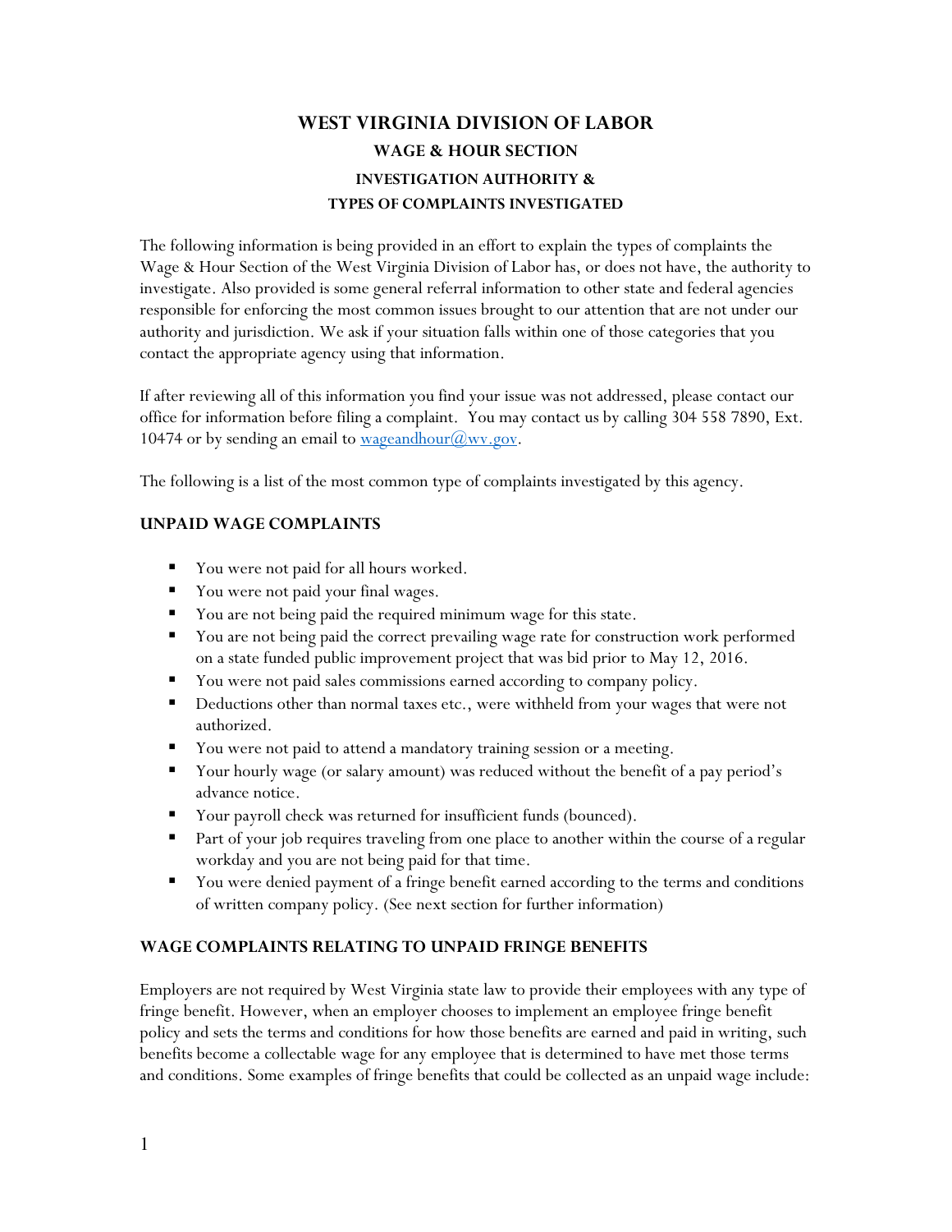# WEST VIRGINIA DIVISION OF LABOR

## WAGE & HOUR SECTION

### INVESTIGATION AUTHORITY &
### TYPES OF COMPLAINTS INVESTIGATED

The following information is being provided in an effort to explain the types of complaints the Wage & Hour Section of the West Virginia Division of Labor has, or does not have, the authority to investigate. Also provided is some general referral information to other state and federal agencies responsible for enforcing the most common issues brought to our attention that are not under our authority and jurisdiction. We ask if your situation falls within one of those categories that you contact the appropriate agency using that information.

If after reviewing all of this information you find your issue was not addressed, please contact our office for information before filing a complaint. You may contact us by calling 304 558 7890, Ext. 10474 or by sending an email to wageandhour@wv.gov.

The following is a list of the most common type of complaints investigated by this agency.

#### UNPAID WAGE COMPLAINTS

- You were not paid for all hours worked.
- You were not paid your final wages.
- You are not being paid the required minimum wage for this state.
- You are not being paid the correct prevailing wage rate for construction work performed on a state funded public improvement project that was bid prior to May 12, 2016.
- You were not paid sales commissions earned according to company policy.
- Deductions other than normal taxes etc., were withheld from your wages that were not authorized.
- You were not paid to attend a mandatory training session or a meeting.
- Your hourly wage (or salary amount) was reduced without the benefit of a pay period's advance notice.
- Your payroll check was returned for insufficient funds (bounced).
- Part of your job requires traveling from one place to another within the course of a regular workday and you are not being paid for that time.
- You were denied payment of a fringe benefit earned according to the terms and conditions of written company policy. (See next section for further information)

#### WAGE COMPLAINTS RELATING TO UNPAID FRINGE BENEFITS

Employers are not required by West Virginia state law to provide their employees with any type of fringe benefit. However, when an employer chooses to implement an employee fringe benefit policy and sets the terms and conditions for how those benefits are earned and paid in writing, such benefits become a collectable wage for any employee that is determined to have met those terms and conditions. Some examples of fringe benefits that could be collected as an unpaid wage include: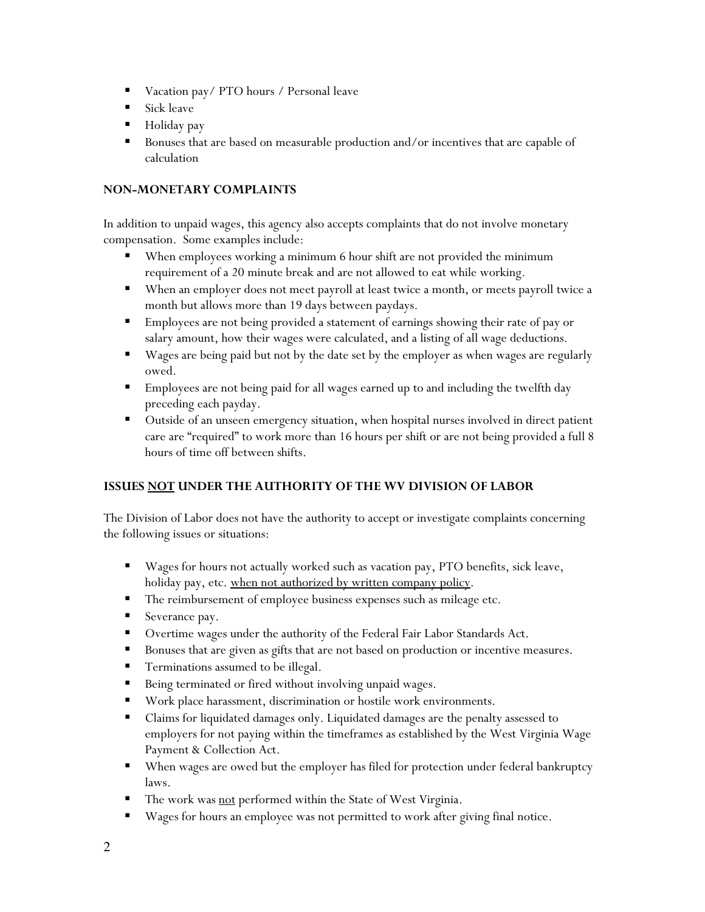- Vacation pay/ PTO hours / Personal leave
- Sick leave
- Holiday pay
- Bonuses that are based on measurable production and/or incentives that are capable of calculation

### NON-MONETARY COMPLAINTS

In addition to unpaid wages, this agency also accepts complaints that do not involve monetary compensation. Some examples include:

- When employees working a minimum 6 hour shift are not provided the minimum requirement of a 20 minute break and are not allowed to eat while working.
- When an employer does not meet payroll at least twice a month, or meets payroll twice a month but allows more than 19 days between paydays.
- Employees are not being provided a statement of earnings showing their rate of pay or salary amount, how their wages were calculated, and a listing of all wage deductions.
- Wages are being paid but not by the date set by the employer as when wages are regularly owed.
- Employees are not being paid for all wages earned up to and including the twelfth day preceding each payday.
- Outside of an unseen emergency situation, when hospital nurses involved in direct patient care are "required" to work more than 16 hours per shift or are not being provided a full 8 hours of time off between shifts.

### ISSUES <u>NOT</u> UNDER THE AUTHORITY OF THE WV DIVISION OF LABOR

The Division of Labor does not have the authority to accept or investigate complaints concerning the following issues or situations:

- Wages for hours not actually worked such as vacation pay, PTO benefits, sick leave, holiday pay, etc. <u>when not authorized by written company policy</u>.
- The reimbursement of employee business expenses such as mileage etc.
- Severance pay.
- Overtime wages under the authority of the Federal Fair Labor Standards Act.
- Bonuses that are given as gifts that are not based on production or incentive measures.
- Terminations assumed to be illegal.
- Being terminated or fired without involving unpaid wages.
- Work place harassment, discrimination or hostile work environments.
- Claims for liquidated damages only. Liquidated damages are the penalty assessed to employers for not paying within the timeframes as established by the West Virginia Wage Payment & Collection Act.
- When wages are owed but the employer has filed for protection under federal bankruptcy laws.
- The work was <u>not</u> performed within the State of West Virginia.
- Wages for hours an employee was not permitted to work after giving final notice.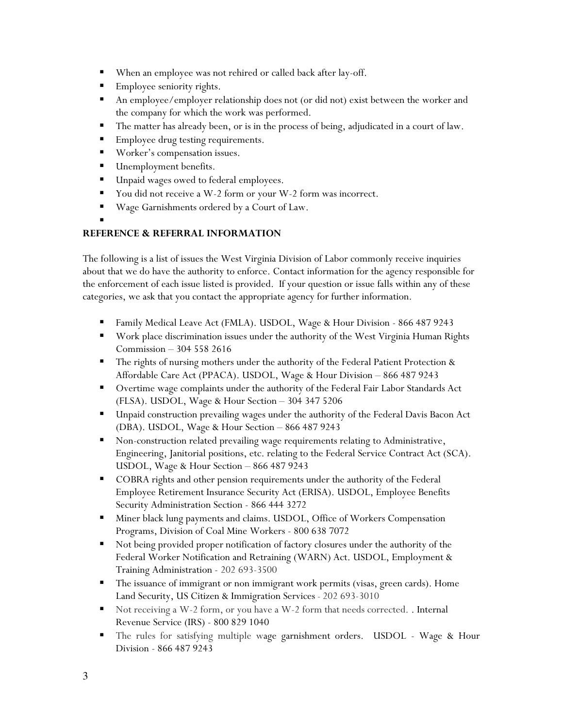- When an employee was not rehired or called back after lay-off.
- Employee seniority rights.
- An employee/employer relationship does not (or did not) exist between the worker and the company for which the work was performed.
- The matter has already been, or is in the process of being, adjudicated in a court of law.
- Employee drug testing requirements.
- Worker's compensation issues.
- Unemployment benefits.
- Unpaid wages owed to federal employees.
- You did not receive a W-2 form or your W-2 form was incorrect.
- Wage Garnishments ordered by a Court of Law.

**REFERENCE & REFERRAL INFORMATION**

The following is a list of issues the West Virginia Division of Labor commonly receive inquiries about that we do have the authority to enforce. Contact information for the agency responsible for the enforcement of each issue listed is provided. If your question or issue falls within any of these categories, we ask that you contact the appropriate agency for further information.

- Family Medical Leave Act (FMLA). USDOL, Wage & Hour Division - 866 487 9243
- Work place discrimination issues under the authority of the West Virginia Human Rights Commission – 304 558 2616
- The rights of nursing mothers under the authority of the Federal Patient Protection & Affordable Care Act (PPACA). USDOL, Wage & Hour Division – 866 487 9243
- Overtime wage complaints under the authority of the Federal Fair Labor Standards Act (FLSA). USDOL, Wage & Hour Section – 304 347 5206
- Unpaid construction prevailing wages under the authority of the Federal Davis Bacon Act (DBA). USDOL, Wage & Hour Section – 866 487 9243
- Non-construction related prevailing wage requirements relating to Administrative, Engineering, Janitorial positions, etc. relating to the Federal Service Contract Act (SCA). USDOL, Wage & Hour Section – 866 487 9243
- COBRA rights and other pension requirements under the authority of the Federal Employee Retirement Insurance Security Act (ERISA). USDOL, Employee Benefits Security Administration Section - 866 444 3272
- Miner black lung payments and claims. USDOL, Office of Workers Compensation Programs, Division of Coal Mine Workers - 800 638 7072
- Not being provided proper notification of factory closures under the authority of the Federal Worker Notification and Retraining (WARN) Act. USDOL, Employment & Training Administration - 202 693-3500
- The issuance of immigrant or non immigrant work permits (visas, green cards). Home Land Security, US Citizen & Immigration Services - 202 693-3010
- Not receiving a W-2 form, or you have a W-2 form that needs corrected. . Internal Revenue Service (IRS) - 800 829 1040
- The rules for satisfying multiple wage garnishment orders. USDOL - Wage & Hour Division - 866 487 9243